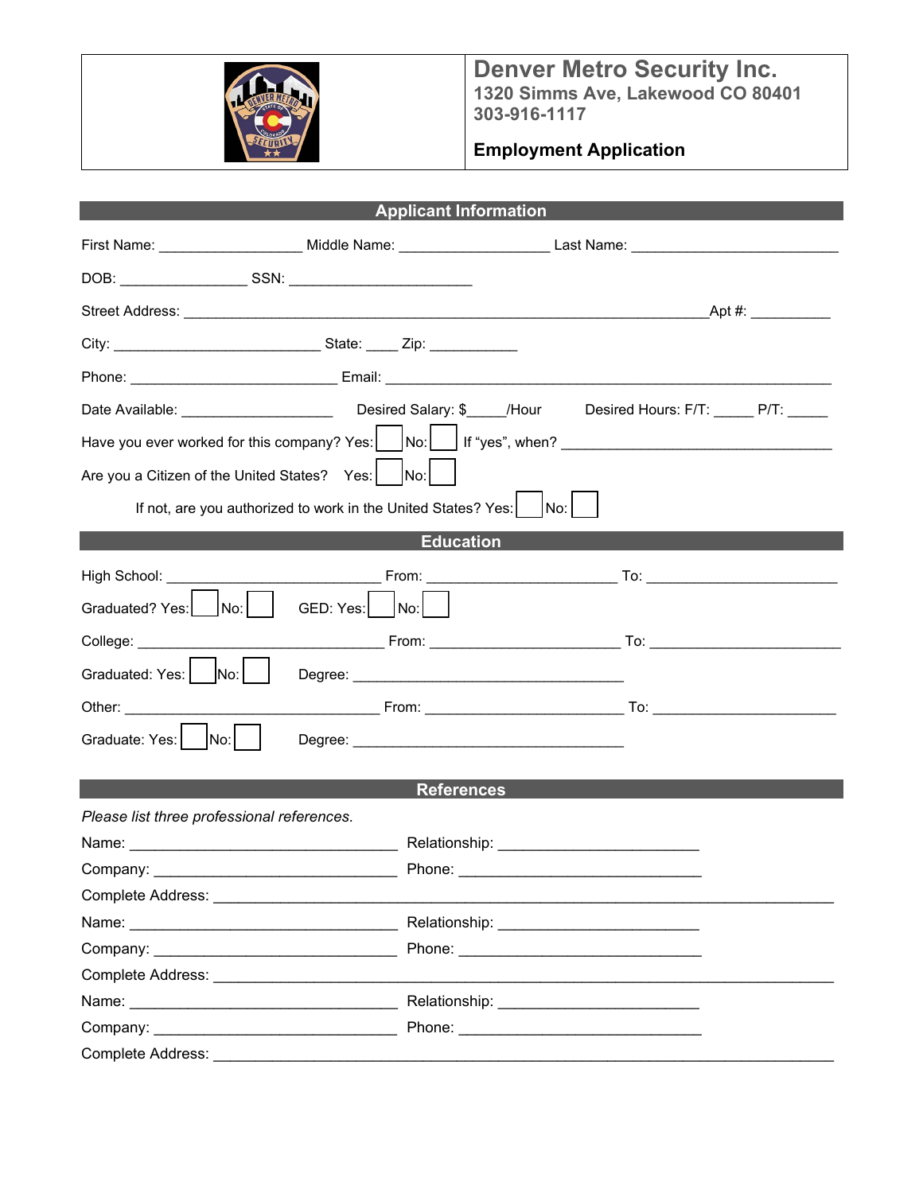# Denver Metro Security Inc.

**1320 Simms Ave, Lakewood CO 80401**
**303-916-1117**

**Employment Application**

## Applicant Information

First Name: _________________ Middle Name: __________________ Last Name: _________________________

DOB: _______________ SSN: ______________________

Street Address: _______________________________________________________________Apt #: __________

City: _________________________ State: ____ Zip: ___________

Phone: _________________________ Email: _____________________________________________________

Date Available: __________________ Desired Salary: $_____/Hour Desired Hours: F/T: _____ P/T: _____

Have you ever worked for this company? Yes: ☐ No: ☐ If "yes", when? _________________________________

Are you a Citizen of the United States? Yes: ☐ No: ☐

If not, are you authorized to work in the United States? Yes: ☐ No: ☐

## Education

High School: _________________________ From: _______________________ To: _______________________

Graduated? Yes: ☐ No: ☐ GED: Yes: ☐ No: ☐

College: ______________________________ From: _______________________ To: _______________________

Graduated: Yes: ☐ No: ☐ Degree: _________________________________

Other: ______________________________ From: ________________________ To: _______________________

Graduate: Yes: ☐ No: ☐ Degree: _________________________________

## References

*Please list three professional references.*

Name: ________________________________ Relationship: ________________________

Company: _____________________________ Phone: _____________________________

Complete Address: ___________________________________________________________________________

Name: ________________________________ Relationship: ________________________

Company: _____________________________ Phone: _____________________________

Complete Address: ___________________________________________________________________________

Name: ________________________________ Relationship: ________________________

Company: _____________________________ Phone: _____________________________

Complete Address: ___________________________________________________________________________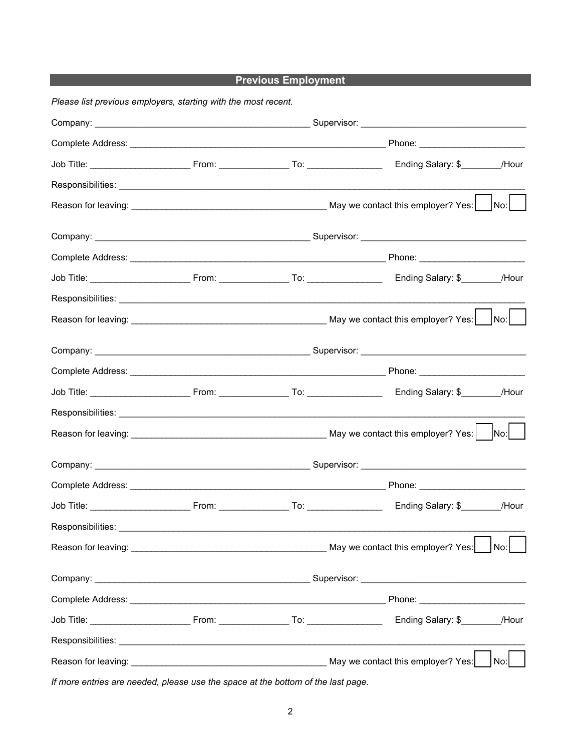## Previous Employment

*Please list previous employers, starting with the most recent.*

Company: ___________________________________________ Supervisor: _________________________________

Complete Address: ____________________________________________________ Phone: _____________________

Job Title: ____________________ From: ______________ To: _______________ Ending Salary: $________/Hour

Responsibilities: ________________________________________________________________________________

Reason for leaving: _______________________________________ May we contact this employer? Yes: ☐ No: ☐

Company: ___________________________________________ Supervisor: _________________________________

Complete Address: ____________________________________________________ Phone: _____________________

Job Title: ____________________ From: ______________ To: _______________ Ending Salary: $________/Hour

Responsibilities: ________________________________________________________________________________

Reason for leaving: _______________________________________ May we contact this employer? Yes: ☐ No: ☐

Company: ___________________________________________ Supervisor: _________________________________

Complete Address: ____________________________________________________ Phone: _____________________

Job Title: ____________________ From: ______________ To: _______________ Ending Salary: $________/Hour

Responsibilities: ________________________________________________________________________________

Reason for leaving: _______________________________________ May we contact this employer? Yes: ☐ No: ☐

Company: ___________________________________________ Supervisor: _________________________________

Complete Address: ____________________________________________________ Phone: _____________________

Job Title: ____________________ From: ______________ To: _______________ Ending Salary: $________/Hour

Responsibilities: ________________________________________________________________________________

Reason for leaving: _______________________________________ May we contact this employer? Yes: ☐ No: ☐

Company: ___________________________________________ Supervisor: _________________________________

Complete Address: ____________________________________________________ Phone: _____________________

Job Title: ____________________ From: ______________ To: _______________ Ending Salary: $________/Hour

Responsibilities: ________________________________________________________________________________

Reason for leaving: _______________________________________ May we contact this employer? Yes: ☐ No: ☐

*If more entries are needed, please use the space at the bottom of the last page.*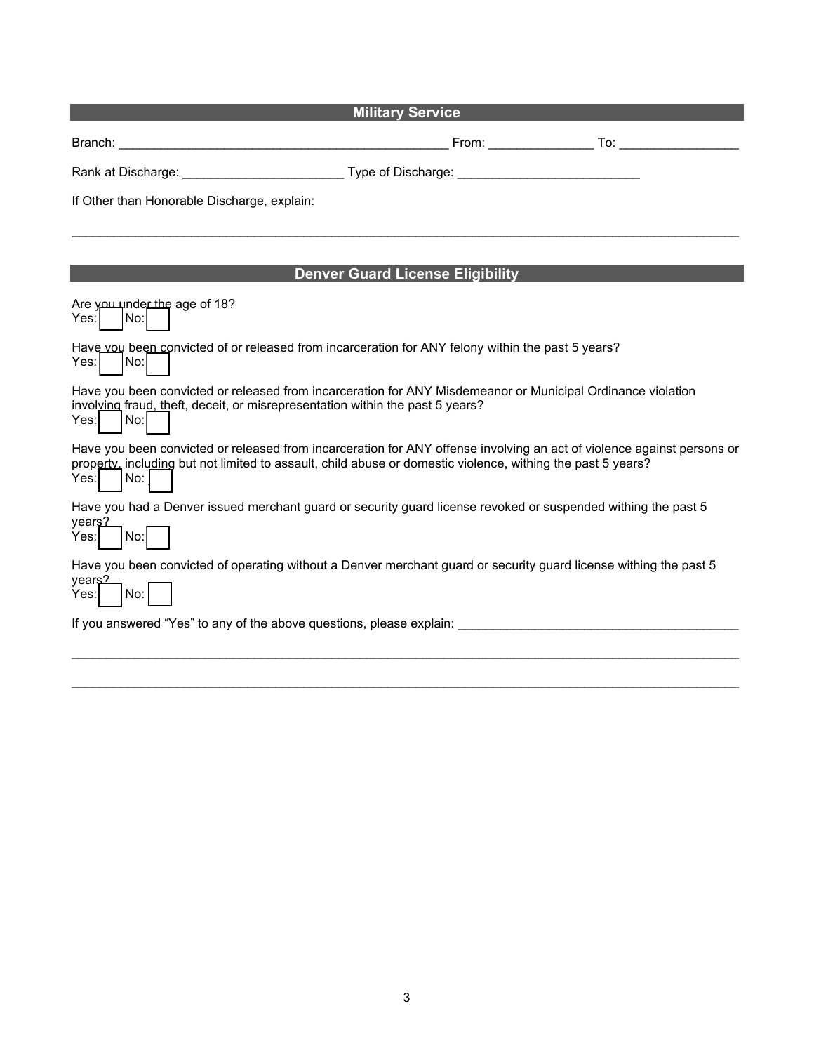## Military Service

Branch: ______________________________________________ From: ______________ To: ________________

Rank at Discharge: ______________________ Type of Discharge: _________________________

If Other than Honorable Discharge, explain:

_____________________________________________________________________________________________

## Denver Guard License Eligibility

Are you under the age of 18?
Yes: ☐ No: ☐

Have you been convicted of or released from incarceration for ANY felony within the past 5 years?
Yes: ☐ No: ☐

Have you been convicted or released from incarceration for ANY Misdemeanor or Municipal Ordinance violation involving fraud, theft, deceit, or misrepresentation within the past 5 years?
Yes: ☐ No: ☐

Have you been convicted or released from incarceration for ANY offense involving an act of violence against persons or property, including but not limited to assault, child abuse or domestic violence, withing the past 5 years?
Yes: ☐ No: ☐

Have you had a Denver issued merchant guard or security guard license revoked or suspended withing the past 5 years?
Yes: ☐ No: ☐

Have you been convicted of operating without a Denver merchant guard or security guard license withing the past 5 years?
Yes: ☐ No: ☐

If you answered "Yes" to any of the above questions, please explain: ________________________________________

_____________________________________________________________________________________________

_____________________________________________________________________________________________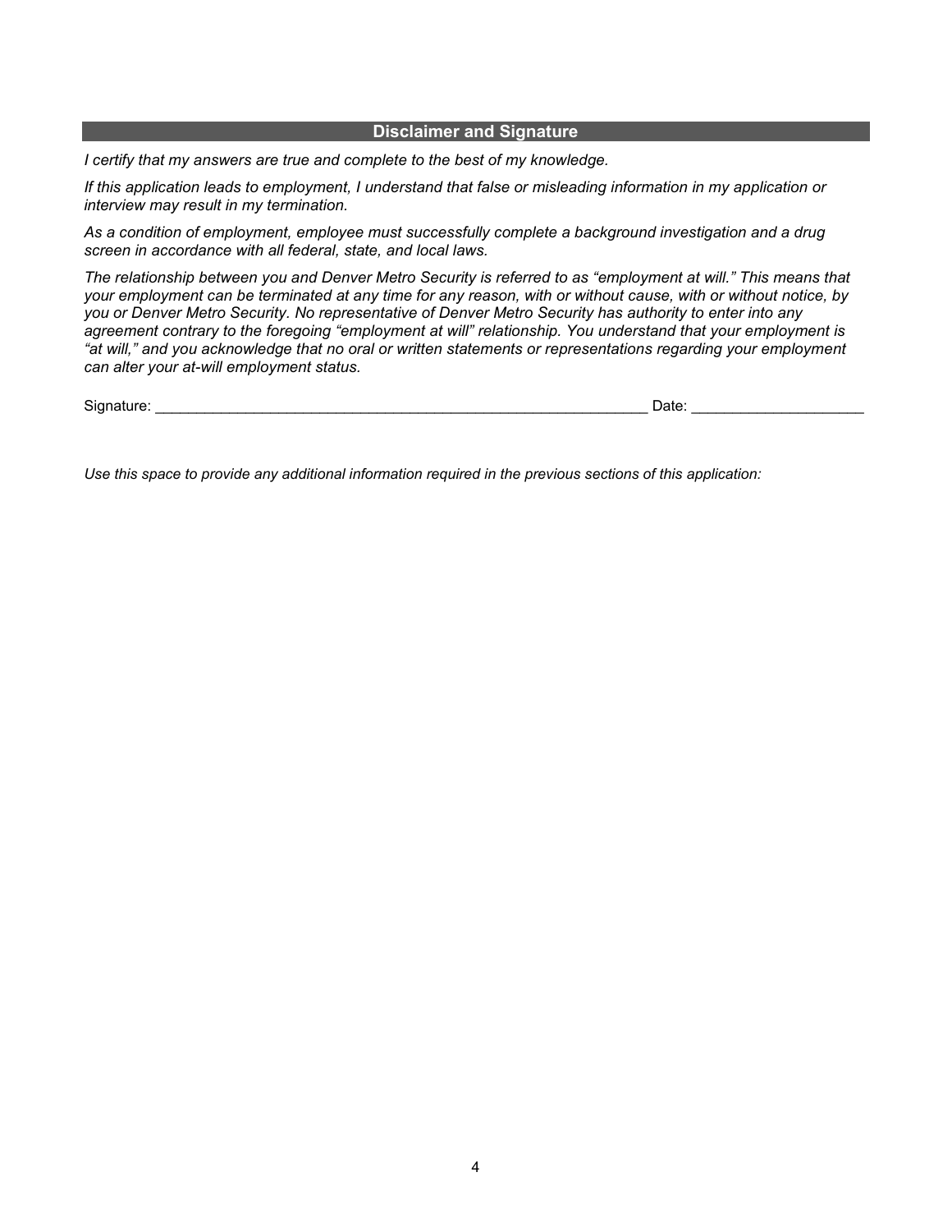## Disclaimer and Signature

*I certify that my answers are true and complete to the best of my knowledge.*

*If this application leads to employment, I understand that false or misleading information in my application or interview may result in my termination.*

*As a condition of employment, employee must successfully complete a background investigation and a drug screen in accordance with all federal, state, and local laws.*

*The relationship between you and Denver Metro Security is referred to as "employment at will." This means that your employment can be terminated at any time for any reason, with or without cause, with or without notice, by you or Denver Metro Security. No representative of Denver Metro Security has authority to enter into any agreement contrary to the foregoing "employment at will" relationship. You understand that your employment is "at will," and you acknowledge that no oral or written statements or representations regarding your employment can alter your at-will employment status.*

Signature: _______________________________________________________________ Date: _____________________

*Use this space to provide any additional information required in the previous sections of this application:*